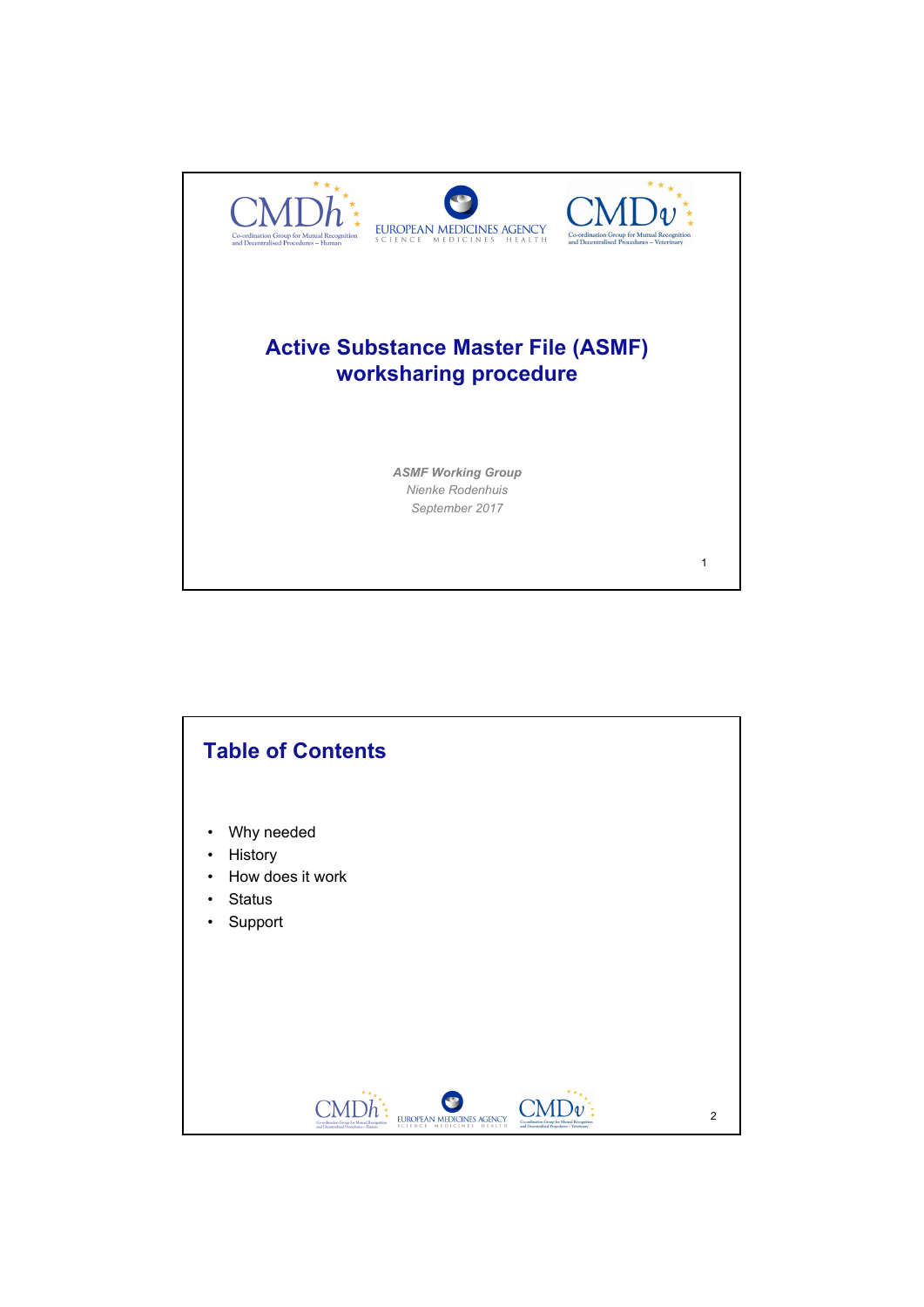# Active Substance Master File (ASMF) worksharing procedure

***ASMF Working Group***

*Nienke Rodenhuis*

*September 2017*

## Table of Contents

- Why needed
- History
- How does it work
- Status
- Support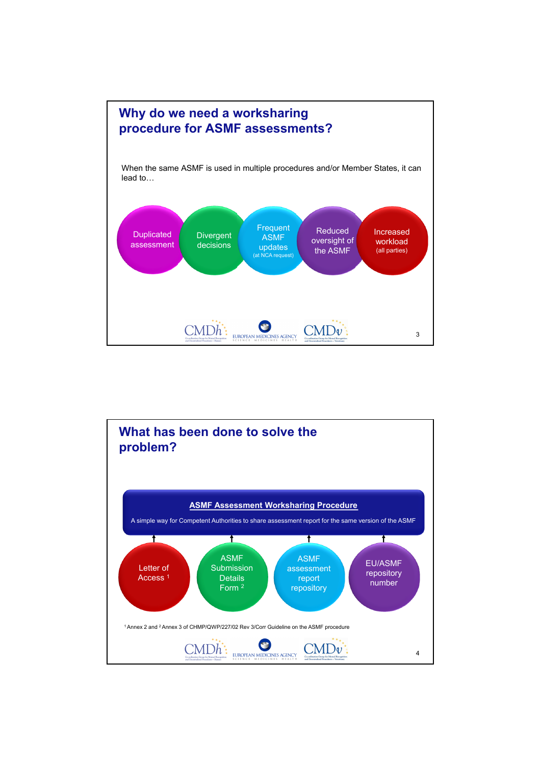## Why do we need a worksharing procedure for ASMF assessments?

When the same ASMF is used in multiple procedures and/or Member States, it can lead to…

- Duplicated assessment
- Divergent decisions
- Frequent ASMF updates (at NCA request)
- Reduced oversight of the ASMF
- Increased workload (all parties)

## What has been done to solve the problem?

**ASMF Assessment Worksharing Procedure**

A simple way for Competent Authorities to share assessment report for the same version of the ASMF

- Letter of Access [1]
- ASMF Submission Details Form [2]
- ASMF assessment report repository
- EU/ASMF repository number

[1] Annex 2 and [2] Annex 3 of CHMP/QWP/227/02 Rev 3/Corr Guideline on the ASMF procedure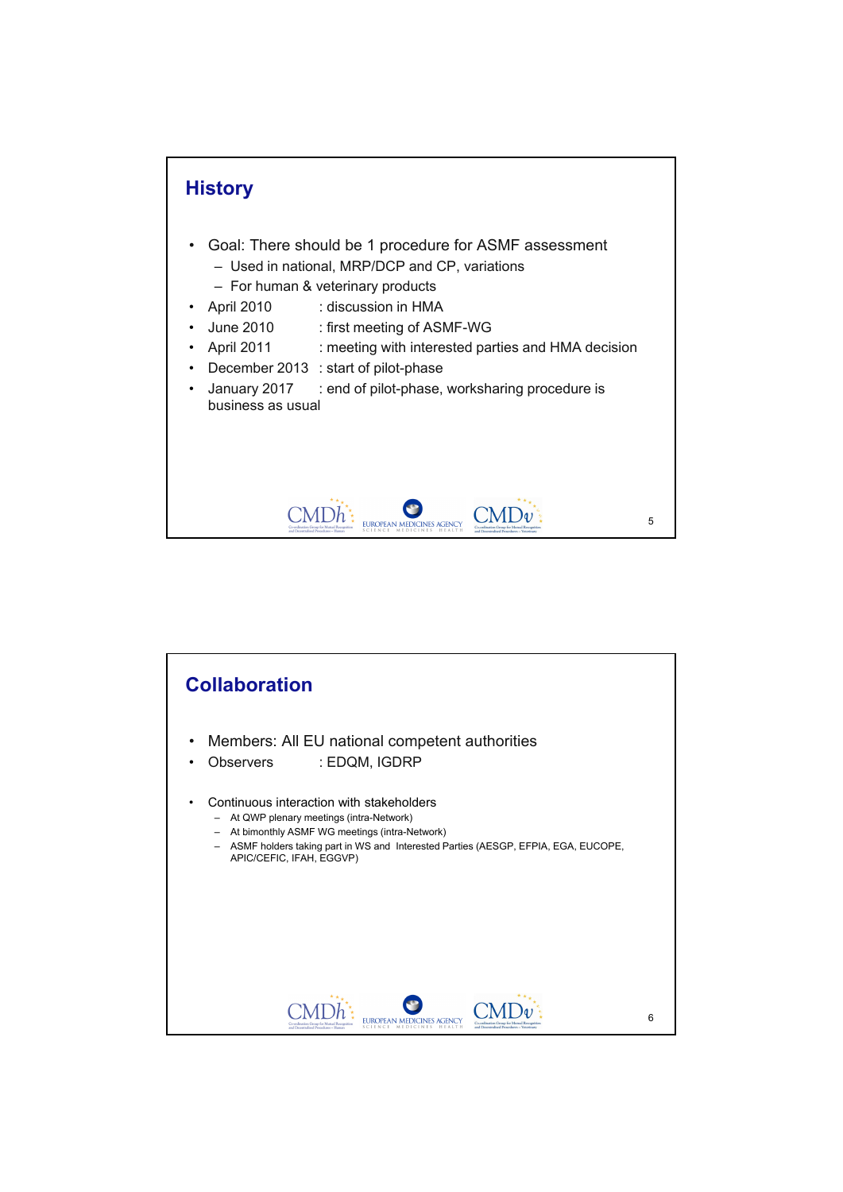## History

- Goal: There should be 1 procedure for ASMF assessment
  - Used in national, MRP/DCP and CP, variations
  - For human & veterinary products
- April 2010 : discussion in HMA
- June 2010 : first meeting of ASMF-WG
- April 2011 : meeting with interested parties and HMA decision
- December 2013 : start of pilot-phase
- January 2017 : end of pilot-phase, worksharing procedure is business as usual

## Collaboration

- Members: All EU national competent authorities
- Observers : EDQM, IGDRP

- Continuous interaction with stakeholders
  - At QWP plenary meetings (intra-Network)
  - At bimonthly ASMF WG meetings (intra-Network)
  - ASMF holders taking part in WS and Interested Parties (AESGP, EFPIA, EGA, EUCOPE, APIC/CEFIC, IFAH, EGGVP)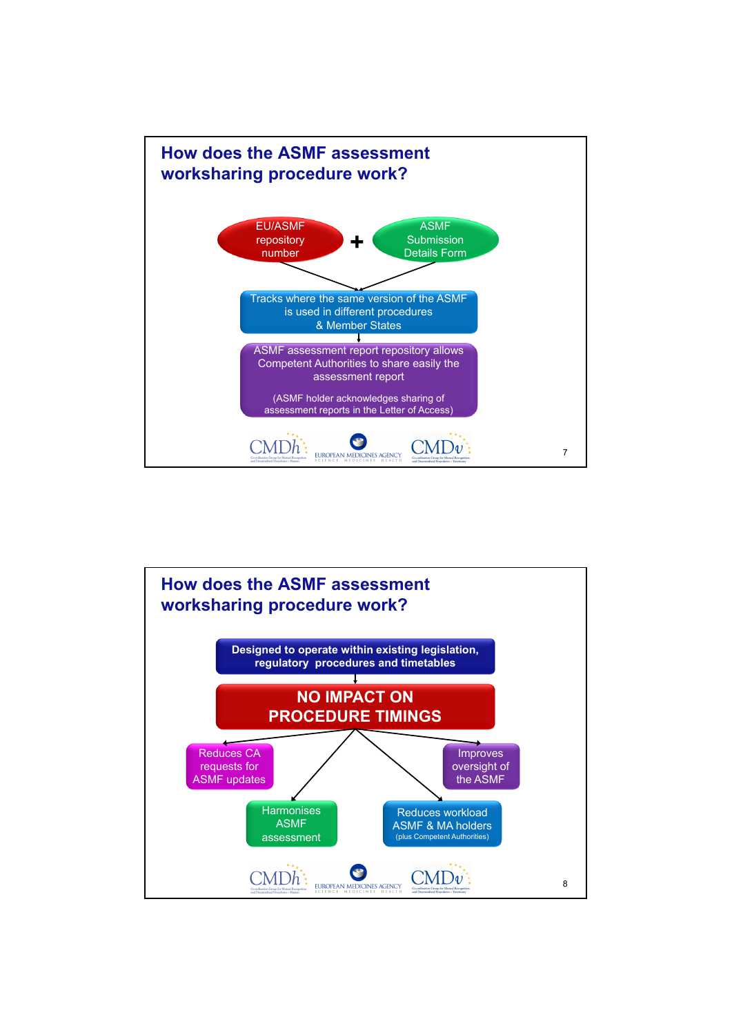## How does the ASMF assessment worksharing procedure work?

EU/ASMF repository number + ASMF Submission Details Form

Tracks where the same version of the ASMF is used in different procedures & Member States

ASMF assessment report repository allows Competent Authorities to share easily the assessment report

(ASMF holder acknowledges sharing of assessment reports in the Letter of Access)

CMDh EUROPEAN MEDICINES AGENCY CMDv

## How does the ASMF assessment worksharing procedure work?

**Designed to operate within existing legislation, regulatory procedures and timetables**

**NO IMPACT ON PROCEDURE TIMINGS**

- Reduces CA requests for ASMF updates
- Improves oversight of the ASMF
- Harmonises ASMF assessment
- Reduces workload ASMF & MA holders (plus Competent Authorities)

CMDh EUROPEAN MEDICINES AGENCY CMDv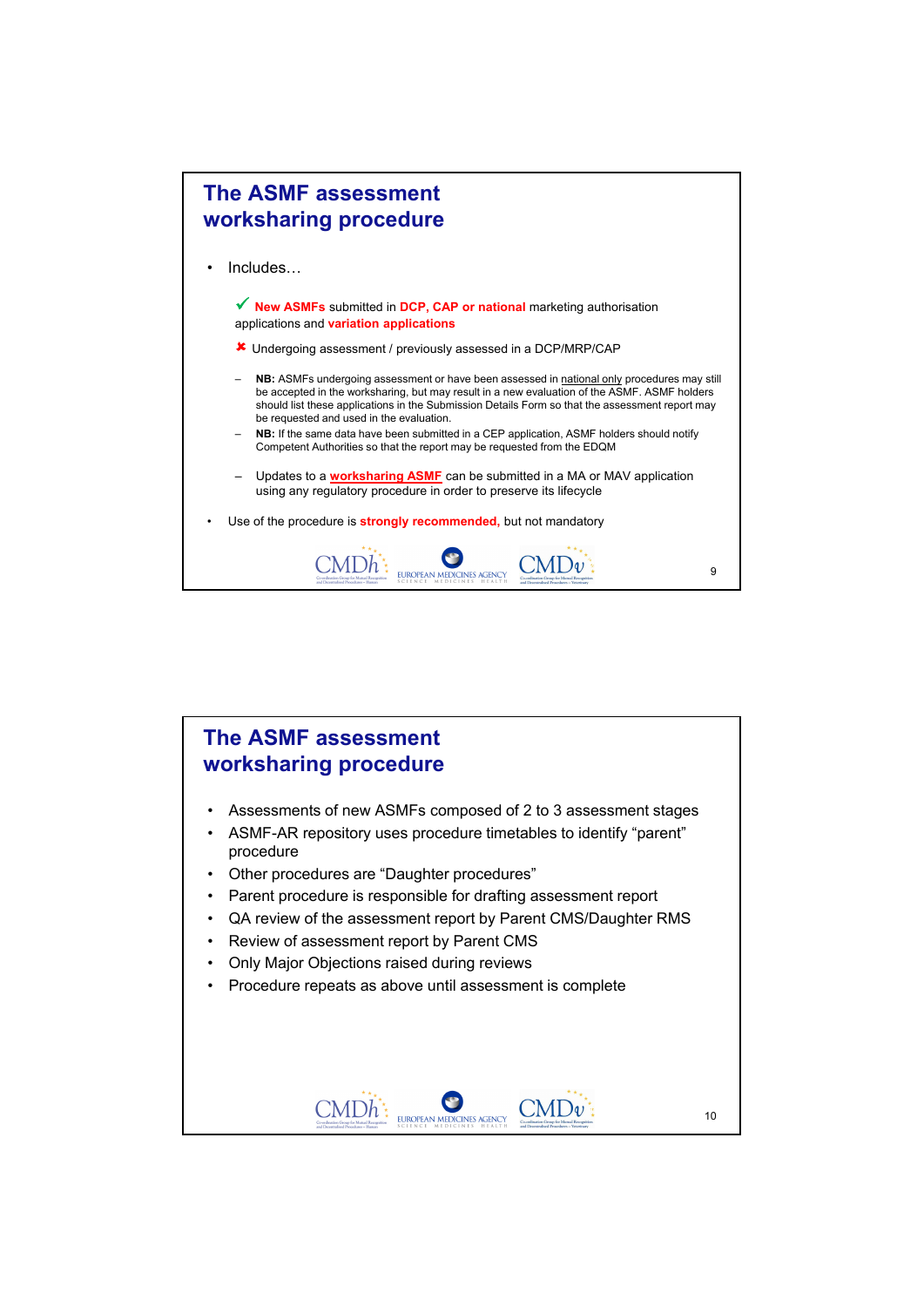## The ASMF assessment worksharing procedure

- Includes…

  ✓ **New ASMFs** submitted in **DCP, CAP or national** marketing authorisation applications and **variation applications**

  ✘ Undergoing assessment / previously assessed in a DCP/MRP/CAP

  – **NB:** ASMFs undergoing assessment or have been assessed in national only procedures may still be accepted in the worksharing, but may result in a new evaluation of the ASMF. ASMF holders should list these applications in the Submission Details Form so that the assessment report may be requested and used in the evaluation.

  – **NB:** If the same data have been submitted in a CEP application, ASMF holders should notify Competent Authorities so that the report may be requested from the EDQM

  – Updates to a **worksharing ASMF** can be submitted in a MA or MAV application using any regulatory procedure in order to preserve its lifecycle

- Use of the procedure is **strongly recommended,** but not mandatory

## The ASMF assessment worksharing procedure

- Assessments of new ASMFs composed of 2 to 3 assessment stages
- ASMF-AR repository uses procedure timetables to identify "parent" procedure
- Other procedures are "Daughter procedures"
- Parent procedure is responsible for drafting assessment report
- QA review of the assessment report by Parent CMS/Daughter RMS
- Review of assessment report by Parent CMS
- Only Major Objections raised during reviews
- Procedure repeats as above until assessment is complete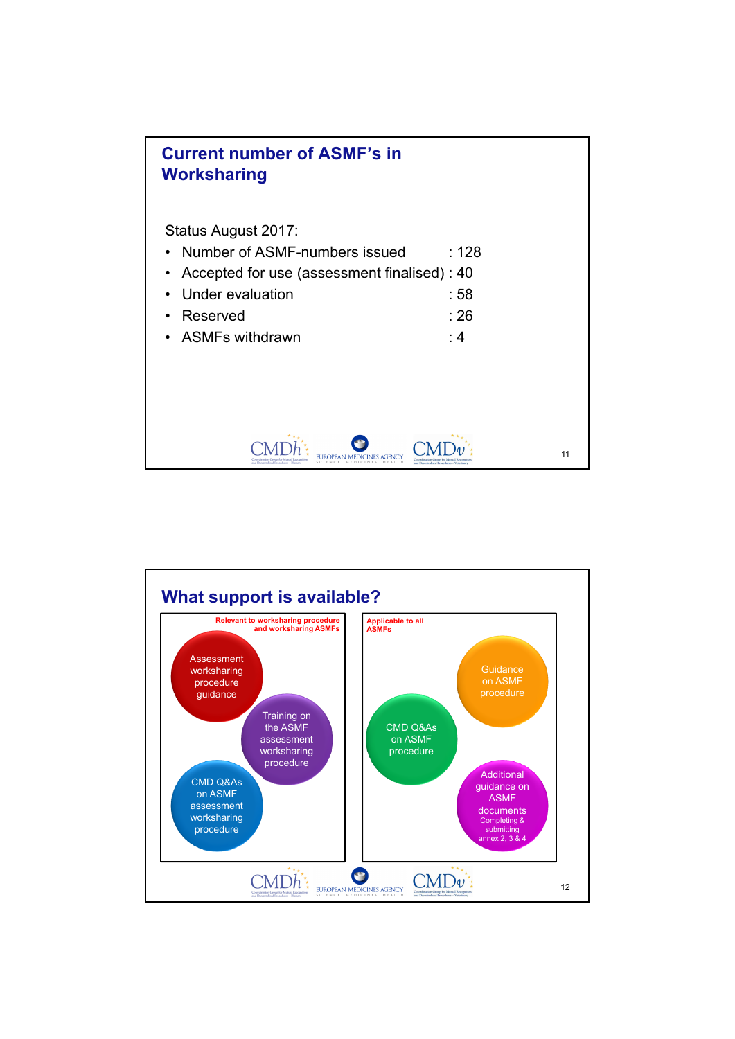## Current number of ASMF's in Worksharing

Status August 2017:

- Number of ASMF-numbers issued : 128
- Accepted for use (assessment finalised) : 40
- Under evaluation : 58
- Reserved : 26
- ASMFs withdrawn : 4

## What support is available?

**Relevant to worksharing procedure and worksharing ASMFs**

- Assessment worksharing procedure guidance
- Training on the ASMF assessment worksharing procedure
- CMD Q&As on ASMF assessment worksharing procedure

**Applicable to all ASMFs**

- Guidance on ASMF procedure
- CMD Q&As on ASMF procedure
- Additional guidance on ASMF documents Completing & submitting annex 2, 3 & 4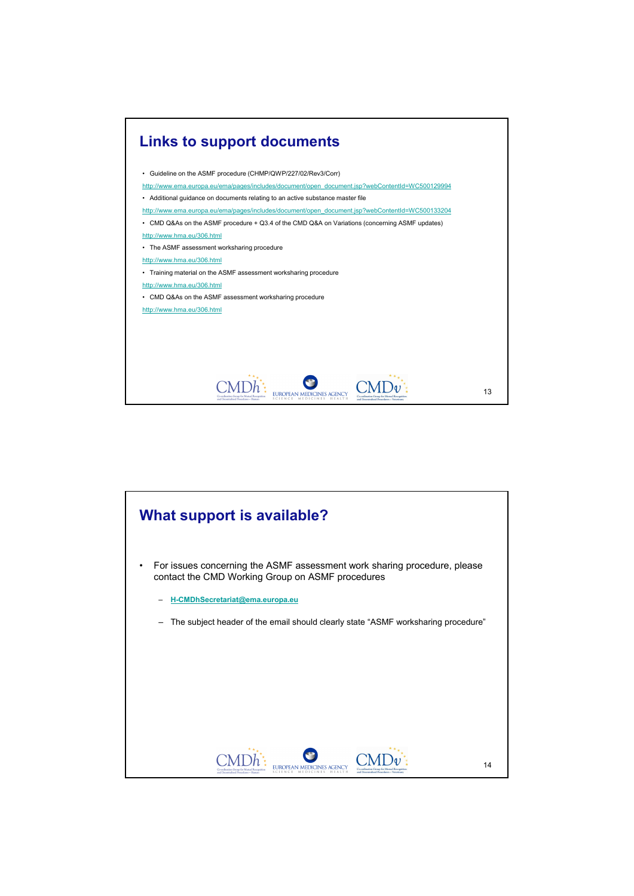## Links to support documents

- Guideline on the ASMF procedure (CHMP/QWP/227/02/Rev3/Corr)

http://www.ema.europa.eu/ema/pages/includes/document/open_document.jsp?webContentId=WC500129994

- Additional guidance on documents relating to an active substance master file

http://www.ema.europa.eu/ema/pages/includes/document/open_document.jsp?webContentId=WC500133204

- CMD Q&As on the ASMF procedure + Q3.4 of the CMD Q&A on Variations (concerning ASMF updates)

http://www.hma.eu/306.html

- The ASMF assessment worksharing procedure

http://www.hma.eu/306.html

- Training material on the ASMF assessment worksharing procedure

http://www.hma.eu/306.html

- CMD Q&As on the ASMF assessment worksharing procedure

http://www.hma.eu/306.html

## What support is available?

- For issues concerning the ASMF assessment work sharing procedure, please contact the CMD Working Group on ASMF procedures
  - **H-CMDhSecretariat@ema.europa.eu**
  - The subject header of the email should clearly state "ASMF worksharing procedure"